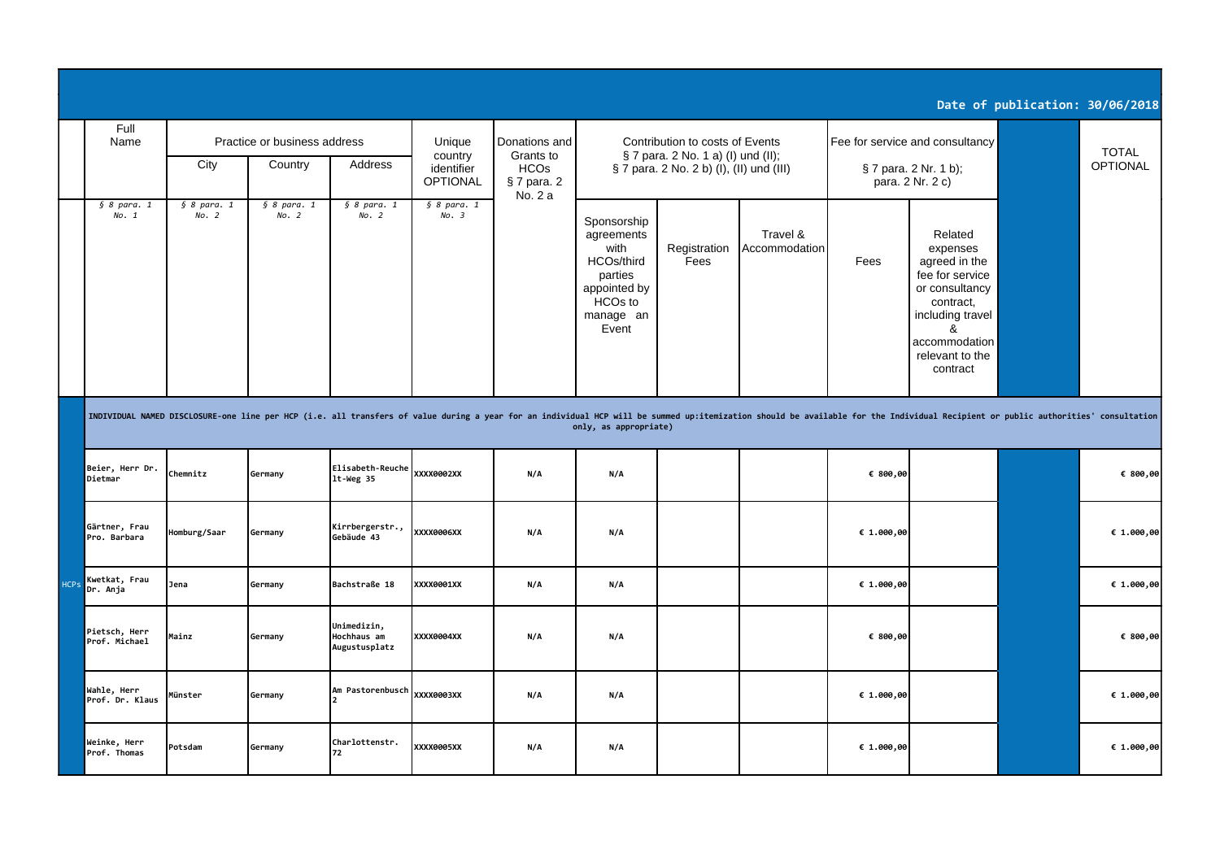Date of publication: 30/06/2018

| | Full Name | Practice or business address | | | Unique country identifier OPTIONAL | Donations and Grants to HCOs § 7 para. 2 No. 2 a | Contribution to costs of Events § 7 para. 2 No. 1 a) (I) und (II); § 7 para. 2 No. 2 b) (I), (II) und (III) | | | Fee for service and consultancy § 7 para. 2 Nr. 1 b); para. 2 Nr. 2 c) | | | TOTAL OPTIONAL |
|---|---|---|---|---|---|---|---|---|---|---|---|---|---|
| | | City | Country | Address | | | | | | | | | |
| | § 8 para. 1 No. 1 | § 8 para. 1 No. 2 | § 8 para. 1 No. 2 | § 8 para. 1 No. 2 | § 8 para. 1 No. 3 | | Sponsorship agreements with HCOs/third parties appointed by HCOs to manage an Event | Registration Fees | Travel & Accommodation | Fees | Related expenses agreed in the fee for service or consultancy contract, including travel & accommodation relevant to the contract | | |
| | INDIVIDUAL NAMED DISCLOSURE-one line per HCP (i.e. all transfers of value during a year for an individual HCP will be summed up:itemization should be available for the Individual Recipient or public authorities' consultation only, as appropriate) | | | | | | | | | | | | |
| HCPs | Beier, Herr Dr. Dietmar | Chemnitz | Germany | Elisabeth-Reuchelt-Weg 35 | XXXX0002XX | N/A | N/A | | | € 800,00 | | | € 800,00 |
| | Gärtner, Frau Pro. Barbara | Homburg/Saar | Germany | Kirrbergerstr., Gebäude 43 | XXXX0006XX | N/A | N/A | | | € 1.000,00 | | | € 1.000,00 |
| | Kwetkat, Frau Dr. Anja | Jena | Germany | Bachstraße 18 | XXXX0001XX | N/A | N/A | | | € 1.000,00 | | | € 1.000,00 |
| | Pietsch, Herr Prof. Michael | Mainz | Germany | Unimedizin, Hochhaus am Augustusplatz | XXXX0004XX | N/A | N/A | | | € 800,00 | | | € 800,00 |
| | Wahle, Herr Prof. Dr. Klaus | Münster | Germany | Am Pastorenbusch 2 | XXXX0003XX | N/A | N/A | | | € 1.000,00 | | | € 1.000,00 |
| | Weinke, Herr Prof. Thomas | Potsdam | Germany | Charlottenstr. 72 | XXXX0005XX | N/A | N/A | | | € 1.000,00 | | | € 1.000,00 |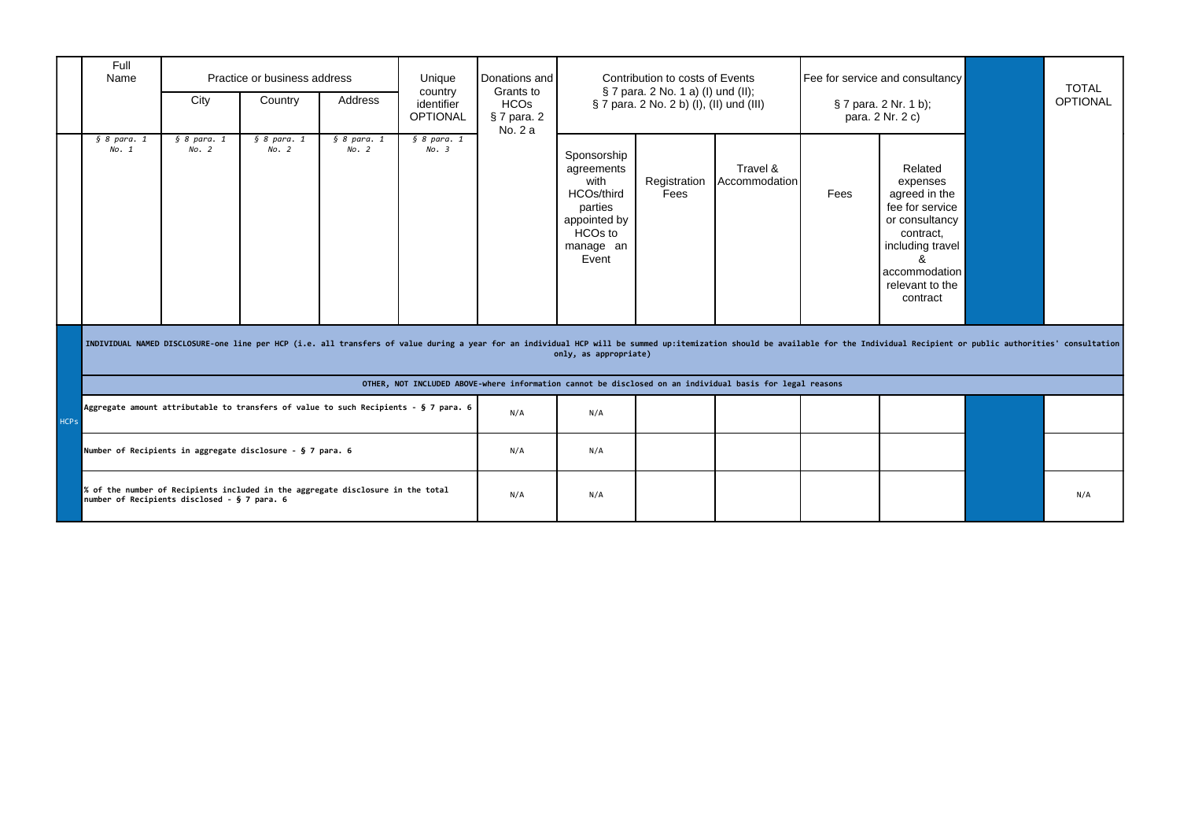| | Full Name | Practice or business address | | | Unique country identifier OPTIONAL | Donations and Grants to HCOs § 7 para. 2 No. 2 a | Contribution to costs of Events § 7 para. 2 No. 1 a) (I) und (II); § 7 para. 2 No. 2 b) (I), (II) und (III) | | | Fee for service and consultancy § 7 para. 2 Nr. 1 b); para. 2 Nr. 2 c) | | | TOTAL OPTIONAL |
|---|---|---|---|---|---|---|---|---|---|---|---|---|---|
| | | City | Country | Address | | | | | | | | | |
| | *§ 8 para. 1 No. 1* | *§ 8 para. 1 No. 2* | *§ 8 para. 1 No. 2* | *§ 8 para. 1 No. 2* | *§ 8 para. 1 No. 3* | | Sponsorship agreements with HCOs/third parties appointed by HCOs to manage an Event | Registration Fees | Travel & Accommodation | Fees | Related expenses agreed in the fee for service or consultancy contract, including travel & accommodation relevant to the contract | | |
| HCPs | **INDIVIDUAL NAMED DISCLOSURE-one line per HCP (i.e. all transfers of value during a year for an individual HCP will be summed up:itemization should be available for the Individual Recipient or public authorities' consultation only, as appropriate)** | | | | | | | | | | | | |
| | **OTHER, NOT INCLUDED ABOVE-where information cannot be disclosed on an individual basis for legal reasons** | | | | | | | | | | | | |
| | **Aggregate amount attributable to transfers of value to such Recipients - § 7 para. 6** | | | | | N/A | N/A | | | | | | |
| | **Number of Recipients in aggregate disclosure - § 7 para. 6** | | | | | N/A | N/A | | | | | | |
| | **% of the number of Recipients included in the aggregate disclosure in the total number of Recipients disclosed - § 7 para. 6** | | | | | N/A | N/A | | | | | | N/A |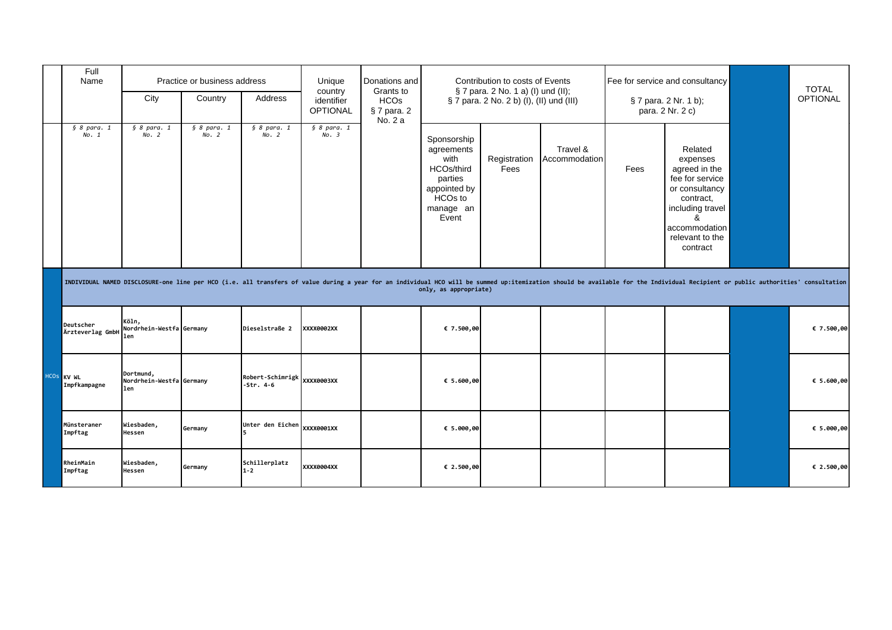| | Full Name | Practice or business address | | | Unique country identifier OPTIONAL | Donations and Grants to HCOs § 7 para. 2 No. 2 a | Contribution to costs of Events § 7 para. 2 No. 1 a) (I) und (II); § 7 para. 2 No. 2 b) (I), (II) und (III) | | | Fee for service and consultancy § 7 para. 2 Nr. 1 b); para. 2 Nr. 2 c) | | | TOTAL OPTIONAL |
|---|---|---|---|---|---|---|---|---|---|---|---|---|---|
| | | City | Country | Address | | | | | | | | | |
| | *§ 8 para. 1 No. 1* | *§ 8 para. 1 No. 2* | *§ 8 para. 1 No. 2* | *§ 8 para. 1 No. 2* | *§ 8 para. 1 No. 3* | | Sponsorship agreements with HCOs/third parties appointed by HCOs to manage an Event | Registration Fees | Travel & Accommodation | Fees | Related expenses agreed in the fee for service or consultancy contract, including travel & accommodation relevant to the contract | | |
| | **INDIVIDUAL NAMED DISCLOSURE-one line per HCO (i.e. all transfers of value during a year for an individual HCO will be summed up:itemization should be available for the Individual Recipient or public authorities' consultation only, as appropriate)** | | | | | | | | | | | | |
| HCOs | **Deutscher Ärzteverlag GmbH** | **Köln, Nordrhein-Westfalen** | **Germany** | **Dieselstraße 2** | **XXXX0002XX** | | **€ 7.500,00** | | | | | | **€ 7.500,00** |
| | **KV WL Impfkampagne** | **Dortmund, Nordrhein-Westfalen** | **Germany** | **Robert-Schimrigk-Str. 4-6** | **XXXX0003XX** | | **€ 5.600,00** | | | | | | **€ 5.600,00** |
| | **Münsteraner Impftag** | **Wiesbaden, Hessen** | **Germany** | **Unter den Eichen 5** | **XXXX0001XX** | | **€ 5.000,00** | | | | | | **€ 5.000,00** |
| | **RheinMain Impftag** | **Wiesbaden, Hessen** | **Germany** | **Schillerplatz 1-2** | **XXXX0004XX** | | **€ 2.500,00** | | | | | | **€ 2.500,00** |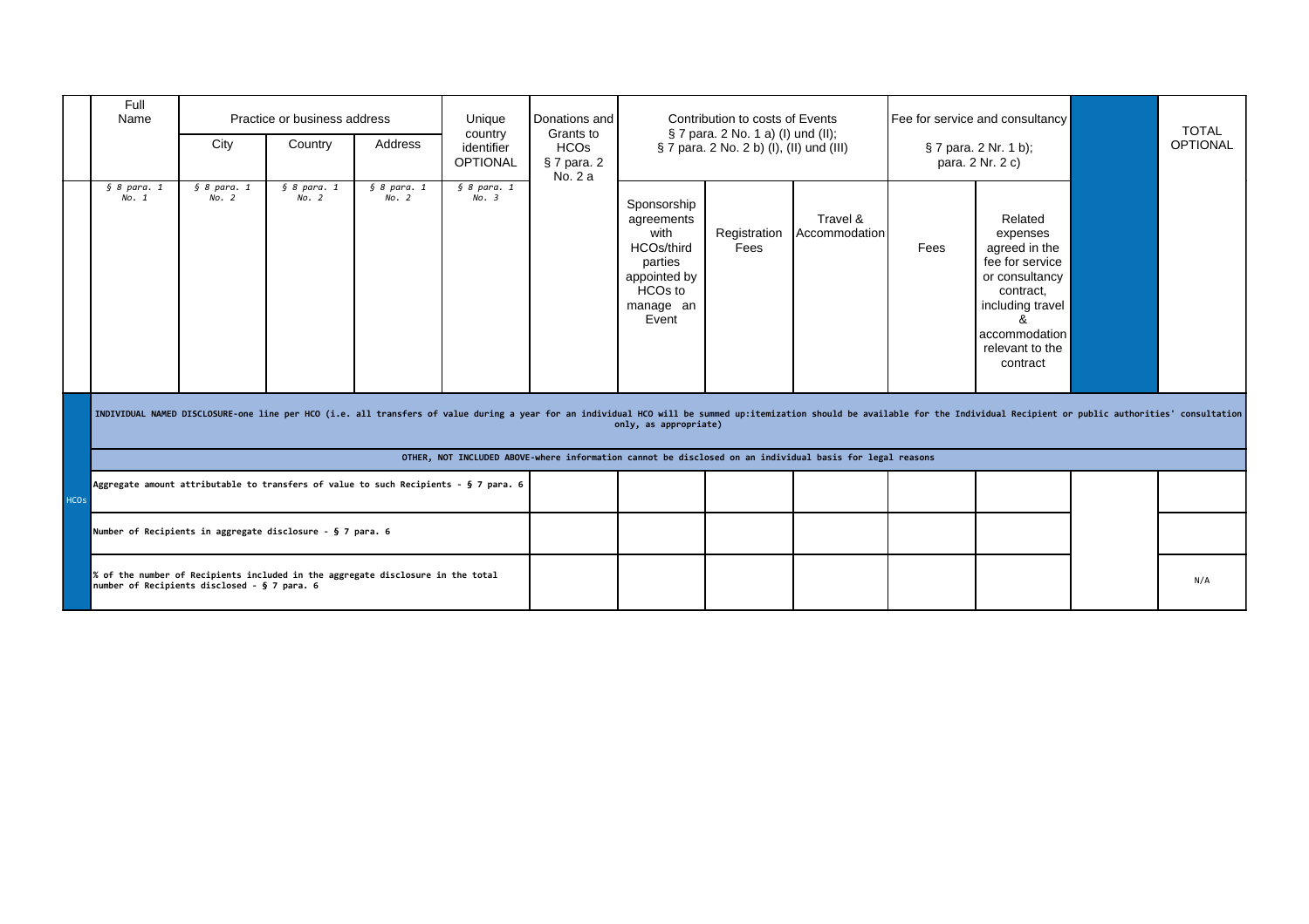| | Full Name | Practice or business address | | | Unique country identifier OPTIONAL | Donations and Grants to HCOs § 7 para. 2 No. 2 a | Contribution to costs of Events § 7 para. 2 No. 1 a) (I) und (II); § 7 para. 2 No. 2 b) (I), (II) und (III) | | | Fee for service and consultancy § 7 para. 2 Nr. 1 b); para. 2 Nr. 2 c) | | | TOTAL OPTIONAL |
|---|---|---|---|---|---|---|---|---|---|---|---|---|---|
| | | City | Country | Address | | | | | | | | | |
| | *§ 8 para. 1 No. 1* | *§ 8 para. 1 No. 2* | *§ 8 para. 1 No. 2* | *§ 8 para. 1 No. 2* | *§ 8 para. 1 No. 3* | | Sponsorship agreements with HCOs/third parties appointed by HCOs to manage an Event | Registration Fees | Travel & Accommodation | Fees | Related expenses agreed in the fee for service or consultancy contract, including travel & accommodation relevant to the contract | | |
| HCOs | **INDIVIDUAL NAMED DISCLOSURE-one line per HCO (i.e. all transfers of value during a year for an individual HCO will be summed up:itemization should be available for the Individual Recipient or public authorities' consultation only, as appropriate)** | | | | | | | | | | | | |
| | **OTHER, NOT INCLUDED ABOVE-where information cannot be disclosed on an individual basis for legal reasons** | | | | | | | | | | | | |
| | **Aggregate amount attributable to transfers of value to such Recipients - § 7 para. 6** | | | | | | | | | | | | |
| | **Number of Recipients in aggregate disclosure - § 7 para. 6** | | | | | | | | | | | | |
| | **% of the number of Recipients included in the aggregate disclosure in the total number of Recipients disclosed - § 7 para. 6** | | | | | | | | | | | | N/A |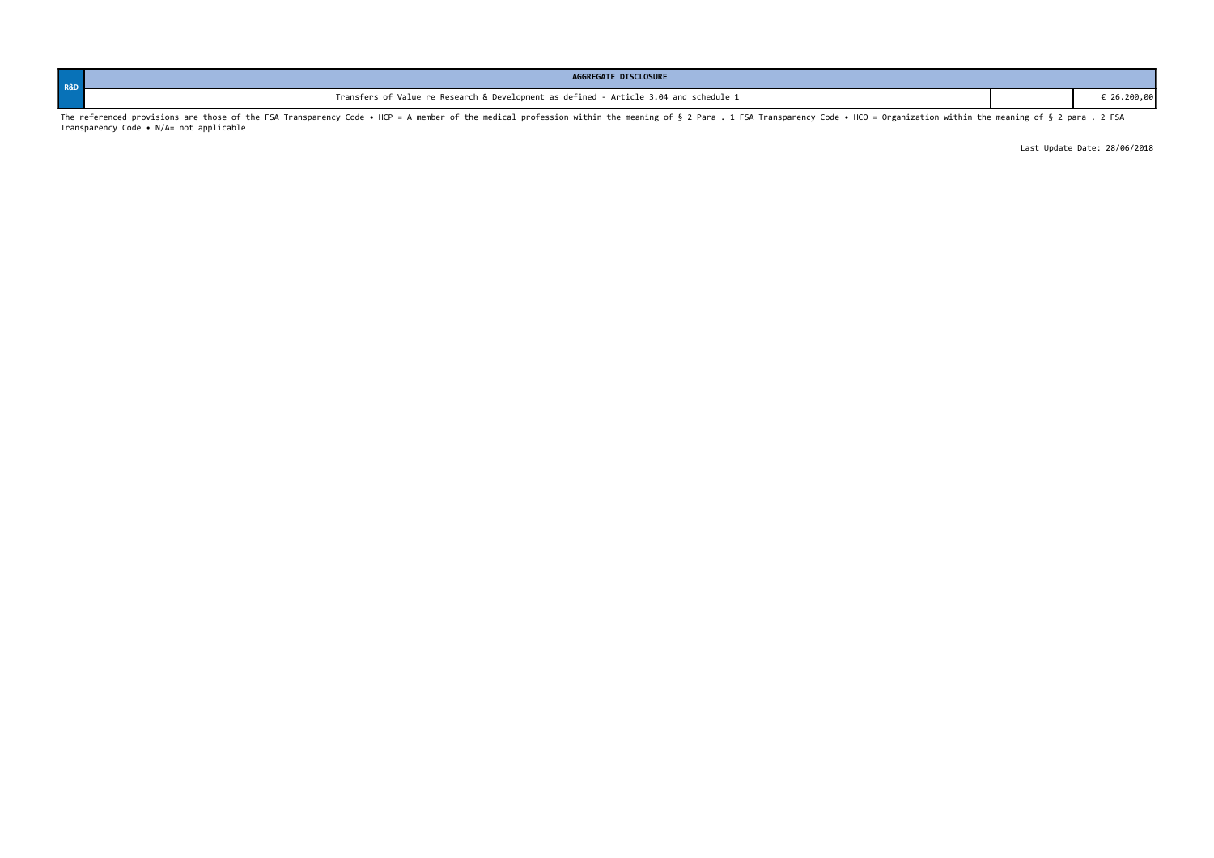| | | | |
|---|---|---|---|
| R&D | AGGREGATE DISCLOSURE | | |
| | Transfers of Value re Research & Development as defined - Article 3.04 and schedule 1 | | € 26.200,00 |

The referenced provisions are those of the FSA Transparency Code • HCP = A member of the medical profession within the meaning of § 2 Para . 1 FSA Transparency Code • HCO = Organization within the meaning of § 2 para . 2 FSA Transparency Code • N/A= not applicable

Last Update Date: 28/06/2018